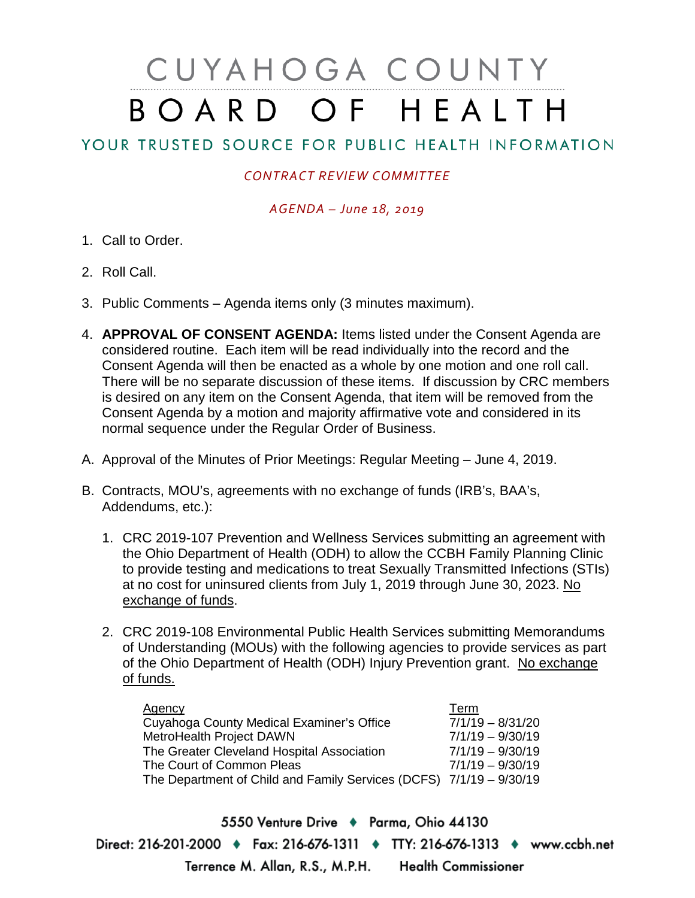# CUYAHOGA COUNTY
# BOARD OF HEALTH

## YOUR TRUSTED SOURCE FOR PUBLIC HEALTH INFORMATION

*CONTRACT REVIEW COMMITTEE*

*AGENDA – June 18, 2019*

1. Call to Order.

2. Roll Call.

3. Public Comments – Agenda items only (3 minutes maximum).

4. **APPROVAL OF CONSENT AGENDA:** Items listed under the Consent Agenda are considered routine. Each item will be read individually into the record and the Consent Agenda will then be enacted as a whole by one motion and one roll call. There will be no separate discussion of these items. If discussion by CRC members is desired on any item on the Consent Agenda, that item will be removed from the Consent Agenda by a motion and majority affirmative vote and considered in its normal sequence under the Regular Order of Business.

A. Approval of the Minutes of Prior Meetings: Regular Meeting – June 4, 2019.

B. Contracts, MOU's, agreements with no exchange of funds (IRB's, BAA's, Addendums, etc.):

   1. CRC 2019-107 Prevention and Wellness Services submitting an agreement with the Ohio Department of Health (ODH) to allow the CCBH Family Planning Clinic to provide testing and medications to treat Sexually Transmitted Infections (STIs) at no cost for uninsured clients from July 1, 2019 through June 30, 2023. No exchange of funds.

   2. CRC 2019-108 Environmental Public Health Services submitting Memorandums of Understanding (MOUs) with the following agencies to provide services as part of the Ohio Department of Health (ODH) Injury Prevention grant. No exchange of funds.

| Agency | Term |
|---|---|
| Cuyahoga County Medical Examiner's Office | 7/1/19 – 8/31/20 |
| MetroHealth Project DAWN | 7/1/19 – 9/30/19 |
| The Greater Cleveland Hospital Association | 7/1/19 – 9/30/19 |
| The Court of Common Pleas | 7/1/19 – 9/30/19 |
| The Department of Child and Family Services (DCFS) | 7/1/19 – 9/30/19 |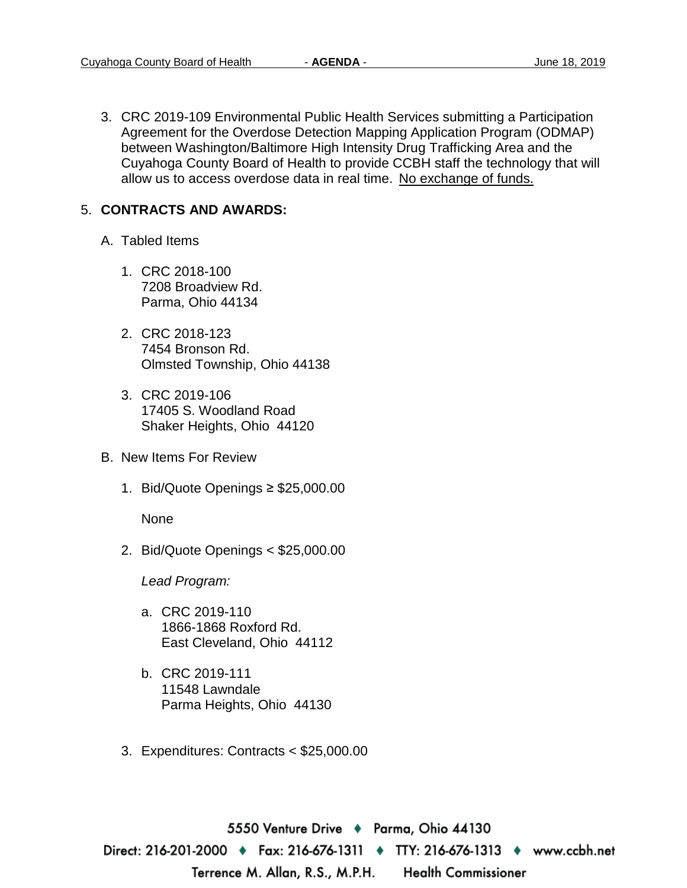3. CRC 2019-109 Environmental Public Health Services submitting a Participation Agreement for the Overdose Detection Mapping Application Program (ODMAP) between Washington/Baltimore High Intensity Drug Trafficking Area and the Cuyahoga County Board of Health to provide CCBH staff the technology that will allow us to access overdose data in real time. No exchange of funds.

5. **CONTRACTS AND AWARDS:**

   A. Tabled Items

      1. CRC 2018-100
         7208 Broadview Rd.
         Parma, Ohio 44134

      2. CRC 2018-123
         7454 Bronson Rd.
         Olmsted Township, Ohio 44138

      3. CRC 2019-106
         17405 S. Woodland Road
         Shaker Heights, Ohio 44120

   B. New Items For Review

      1. Bid/Quote Openings ≥ $25,000.00

         None

      2. Bid/Quote Openings < $25,000.00

         *Lead Program:*

         a. CRC 2019-110
            1866-1868 Roxford Rd.
            East Cleveland, Ohio 44112

         b. CRC 2019-111
            11548 Lawndale
            Parma Heights, Ohio 44130

      3. Expenditures: Contracts < $25,000.00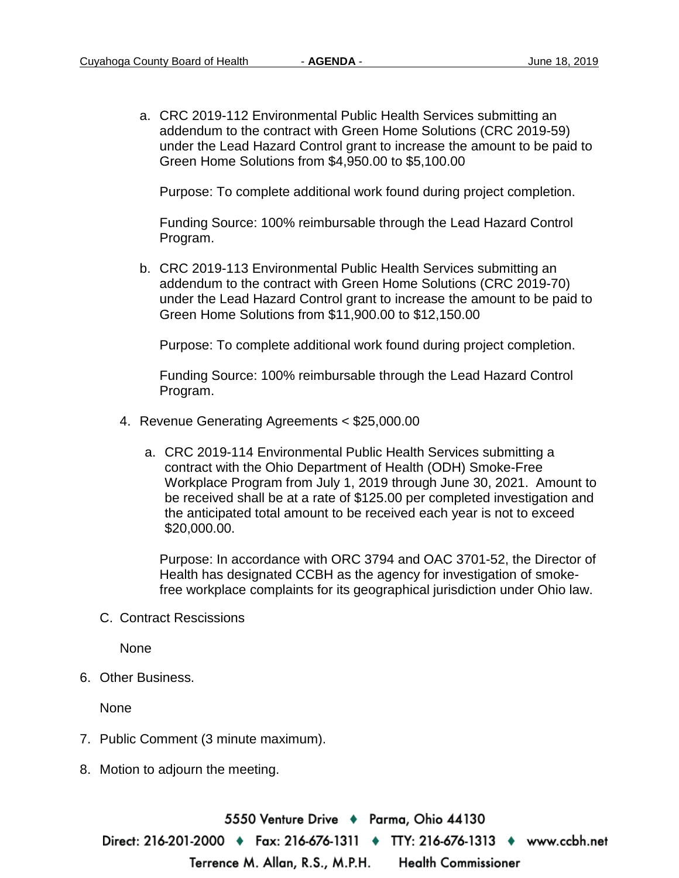a. CRC 2019-112 Environmental Public Health Services submitting an addendum to the contract with Green Home Solutions (CRC 2019-59) under the Lead Hazard Control grant to increase the amount to be paid to Green Home Solutions from $4,950.00 to $5,100.00

   Purpose: To complete additional work found during project completion.

   Funding Source: 100% reimbursable through the Lead Hazard Control Program.

b. CRC 2019-113 Environmental Public Health Services submitting an addendum to the contract with Green Home Solutions (CRC 2019-70) under the Lead Hazard Control grant to increase the amount to be paid to Green Home Solutions from $11,900.00 to $12,150.00

   Purpose: To complete additional work found during project completion.

   Funding Source: 100% reimbursable through the Lead Hazard Control Program.

4. Revenue Generating Agreements < $25,000.00

   a. CRC 2019-114 Environmental Public Health Services submitting a contract with the Ohio Department of Health (ODH) Smoke-Free Workplace Program from July 1, 2019 through June 30, 2021. Amount to be received shall be at a rate of $125.00 per completed investigation and the anticipated total amount to be received each year is not to exceed $20,000.00.

      Purpose: In accordance with ORC 3794 and OAC 3701-52, the Director of Health has designated CCBH as the agency for investigation of smoke-free workplace complaints for its geographical jurisdiction under Ohio law.

C. Contract Rescissions

   None

6. Other Business.

   None

7. Public Comment (3 minute maximum).

8. Motion to adjourn the meeting.